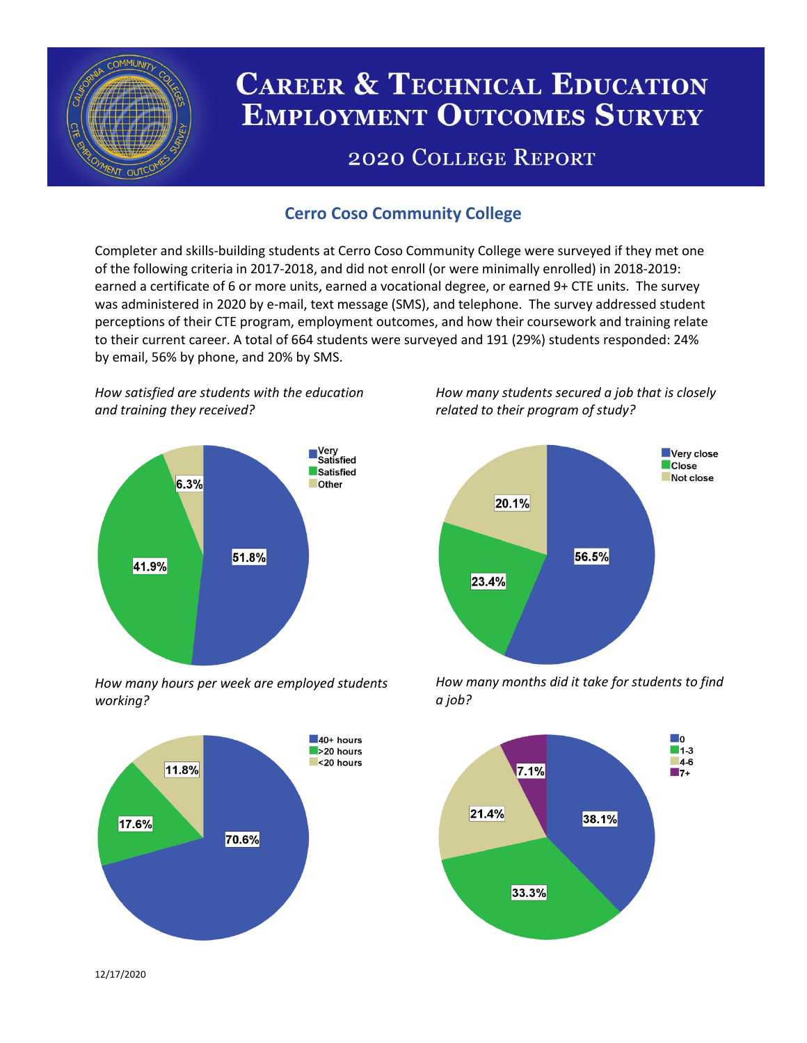# Career & Technical Education Employment Outcomes Survey

## 2020 College Report

### Cerro Coso Community College

Completer and skills-building students at Cerro Coso Community College were surveyed if they met one of the following criteria in 2017-2018, and did not enroll (or were minimally enrolled) in 2018-2019: earned a certificate of 6 or more units, earned a vocational degree, or earned 9+ CTE units. The survey was administered in 2020 by e-mail, text message (SMS), and telephone. The survey addressed student perceptions of their CTE program, employment outcomes, and how their coursework and training relate to their current career. A total of 664 students were surveyed and 191 (29%) students responded: 24% by email, 56% by phone, and 20% by SMS.

*How satisfied are students with the education and training they received?*

| Response | Percent |
| --- | --- |
| Very Satisfied | 51.8% |
| Satisfied | 41.9% |
| Other | 6.3% |

*How many students secured a job that is closely related to their program of study?*

| Response | Percent |
| --- | --- |
| Very close | 56.5% |
| Close | 23.4% |
| Not close | 20.1% |

*How many hours per week are employed students working?*

| Response | Percent |
| --- | --- |
| 40+ hours | 70.6% |
| >20 hours | 17.6% |
| <20 hours | 11.8% |

*How many months did it take for students to find a job?*

| Response | Percent |
| --- | --- |
| 0 | 38.1% |
| 1-3 | 33.3% |
| 4-6 | 21.4% |
| 7+ | 7.1% |

12/17/2020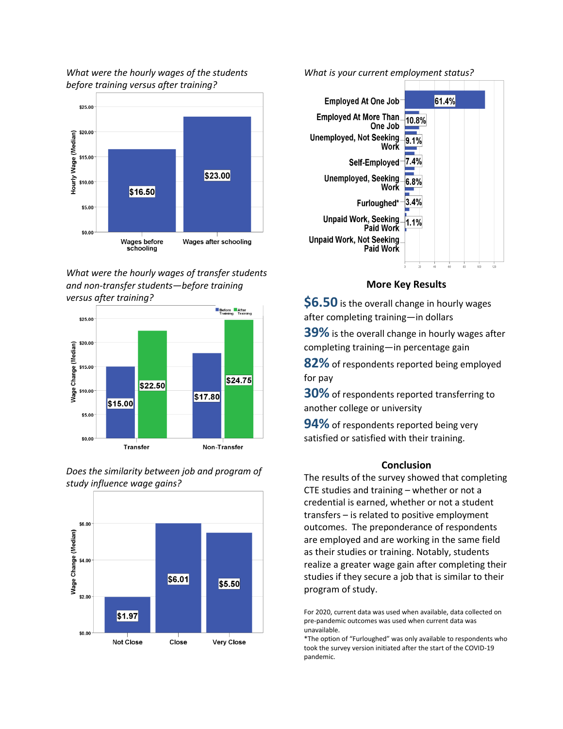*What were the hourly wages of the students before training versus after training?*

Hourly Wage (Median)

$25.00
$20.00
$15.00
$10.00
$5.00
$0.00

$16.50
$23.00

Wages before schooling
Wages after schooling

*What were the hourly wages of transfer students and non-transfer students—before training versus after training?*

Before Training
After Training

Wage Change (Median)

$25.00
$20.00
$15.00
$10.00
$5.00
$0.00

$15.00
$22.50
$17.80
$24.75

Transfer
Non-Transfer

*Does the similarity between job and program of study influence wage gains?*

Wage Change (Median)

$6.00
$4.00
$2.00
$0.00

$1.97
$6.01
$5.50

Not Close
Close
Very Close

*What is your current employment status?*

Employed At One Job 61.4%
Employed At More Than One Job 10.8%
Unemployed, Not Seeking Work 9.1%
Self-Employed 7.4%
Unemployed, Seeking Work 6.8%
Furloughed* 3.4%
Unpaid Work, Seeking Paid Work 1.1%
Unpaid Work, Not Seeking Paid Work

0 20 40 60 80 100 120

## More Key Results

**$6.50** is the overall change in hourly wages after completing training—in dollars

**39%** is the overall change in hourly wages after completing training—in percentage gain

**82%** of respondents reported being employed for pay

**30%** of respondents reported transferring to another college or university

**94%** of respondents reported being very satisfied or satisfied with their training.

## Conclusion

The results of the survey showed that completing CTE studies and training – whether or not a credential is earned, whether or not a student transfers – is related to positive employment outcomes. The preponderance of respondents are employed and are working in the same field as their studies or training. Notably, students realize a greater wage gain after completing their studies if they secure a job that is similar to their program of study.

For 2020, current data was used when available, data collected on pre-pandemic outcomes was used when current data was unavailable.
*The option of "Furloughed" was only available to respondents who took the survey version initiated after the start of the COVID-19 pandemic.